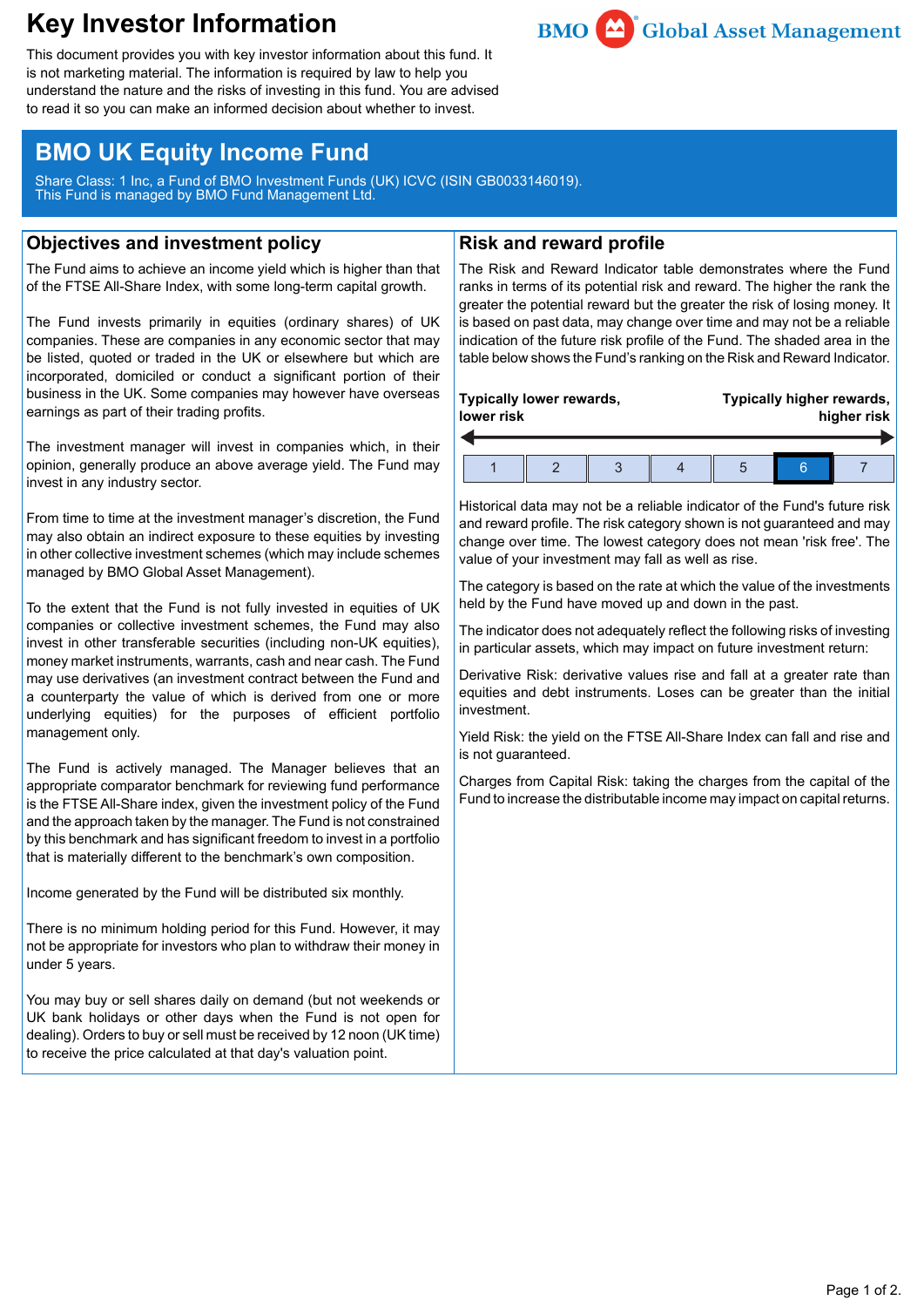# Key Investor Information

This document provides you with key investor information about this fund. It is not marketing material. The information is required by law to help you understand the nature and the risks of investing in this fund. You are advised to read it so you can make an informed decision about whether to invest.

BMO Global Asset Management

## BMO UK Equity Income Fund

Share Class: 1 Inc, a Fund of BMO Investment Funds (UK) ICVC (ISIN GB0033146019).
This Fund is managed by BMO Fund Management Ltd.

## Objectives and investment policy

The Fund aims to achieve an income yield which is higher than that of the FTSE All-Share Index, with some long-term capital growth.

The Fund invests primarily in equities (ordinary shares) of UK companies. These are companies in any economic sector that may be listed, quoted or traded in the UK or elsewhere but which are incorporated, domiciled or conduct a significant portion of their business in the UK. Some companies may however have overseas earnings as part of their trading profits.

The investment manager will invest in companies which, in their opinion, generally produce an above average yield. The Fund may invest in any industry sector.

From time to time at the investment manager's discretion, the Fund may also obtain an indirect exposure to these equities by investing in other collective investment schemes (which may include schemes managed by BMO Global Asset Management).

To the extent that the Fund is not fully invested in equities of UK companies or collective investment schemes, the Fund may also invest in other transferable securities (including non-UK equities), money market instruments, warrants, cash and near cash. The Fund may use derivatives (an investment contract between the Fund and a counterparty the value of which is derived from one or more underlying equities) for the purposes of efficient portfolio management only.

The Fund is actively managed. The Manager believes that an appropriate comparator benchmark for reviewing fund performance is the FTSE All-Share index, given the investment policy of the Fund and the approach taken by the manager. The Fund is not constrained by this benchmark and has significant freedom to invest in a portfolio that is materially different to the benchmark's own composition.

Income generated by the Fund will be distributed six monthly.

There is no minimum holding period for this Fund. However, it may not be appropriate for investors who plan to withdraw their money in under 5 years.

You may buy or sell shares daily on demand (but not weekends or UK bank holidays or other days when the Fund is not open for dealing). Orders to buy or sell must be received by 12 noon (UK time) to receive the price calculated at that day's valuation point.

## Risk and reward profile

The Risk and Reward Indicator table demonstrates where the Fund ranks in terms of its potential risk and reward. The higher the rank the greater the potential reward but the greater the risk of losing money. It is based on past data, may change over time and may not be a reliable indication of the future risk profile of the Fund. The shaded area in the table below shows the Fund's ranking on the Risk and Reward Indicator.

**Typically lower rewards, lower risk** ← → **Typically higher rewards, higher risk**

| 1 | 2 | 3 | 4 | 5 | **6** | 7 |
|---|---|---|---|---|---|---|

Historical data may not be a reliable indicator of the Fund's future risk and reward profile. The risk category shown is not guaranteed and may change over time. The lowest category does not mean 'risk free'. The value of your investment may fall as well as rise.

The category is based on the rate at which the value of the investments held by the Fund have moved up and down in the past.

The indicator does not adequately reflect the following risks of investing in particular assets, which may impact on future investment return:

Derivative Risk: derivative values rise and fall at a greater rate than equities and debt instruments. Loses can be greater than the initial investment.

Yield Risk: the yield on the FTSE All-Share Index can fall and rise and is not guaranteed.

Charges from Capital Risk: taking the charges from the capital of the Fund to increase the distributable income may impact on capital returns.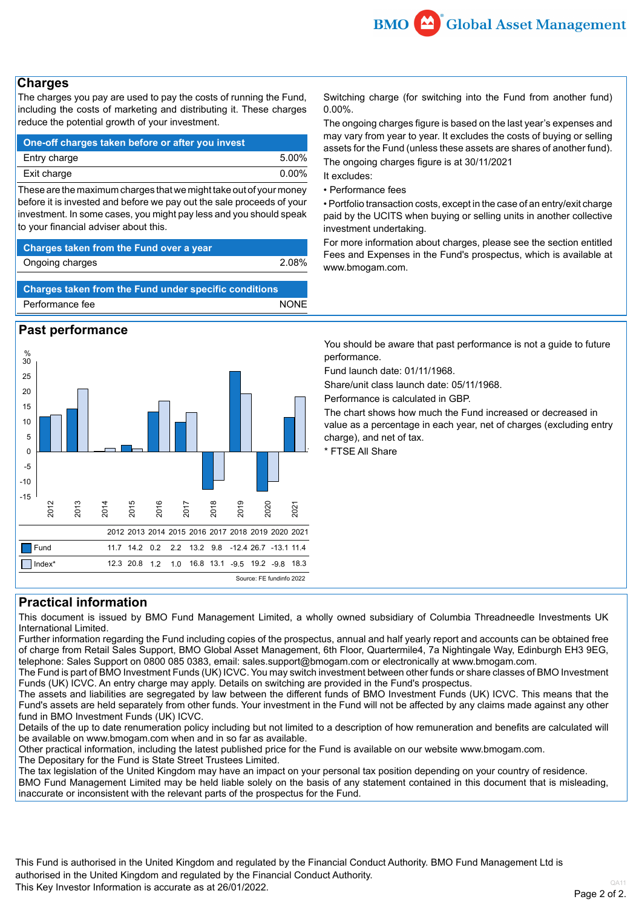## Charges

The charges you pay are used to pay the costs of running the Fund, including the costs of marketing and distributing it. These charges reduce the potential growth of your investment.

| One-off charges taken before or after you invest | |
|---|---|
| Entry charge | 5.00% |
| Exit charge | 0.00% |

These are the maximum charges that we might take out of your money before it is invested and before we pay out the sale proceeds of your investment. In some cases, you might pay less and you should speak to your financial adviser about this.

| Charges taken from the Fund over a year | |
|---|---|
| Ongoing charges | 2.08% |

| Charges taken from the Fund under specific conditions | |
|---|---|
| Performance fee | NONE |

Switching charge (for switching into the Fund from another fund) 0.00%.

The ongoing charges figure is based on the last year's expenses and may vary from year to year. It excludes the costs of buying or selling assets for the Fund (unless these assets are shares of another fund).

The ongoing charges figure is at 30/11/2021

It excludes:

- Performance fees
- Portfolio transaction costs, except in the case of an entry/exit charge paid by the UCITS when buying or selling units in another collective investment undertaking.

For more information about charges, please see the section entitled Fees and Expenses in the Fund's prospectus, which is available at www.bmogam.com.

## Past performance

%
30
25
20
15
10
5
0
-5
-10
-15

2012 2013 2014 2015 2016 2017 2018 2019 2020 2021

| | 2012 | 2013 | 2014 | 2015 | 2016 | 2017 | 2018 | 2019 | 2020 | 2021 |
|---|---|---|---|---|---|---|---|---|---|---|
| Fund | 11.7 | 14.2 | 0.2 | 2.2 | 13.2 | 9.8 | -12.4 | 26.7 | -13.1 | 11.4 |
| Index* | 12.3 | 20.8 | 1.2 | 1.0 | 16.8 | 13.1 | -9.5 | 19.2 | -9.8 | 18.3 |

Source: FE fundinfo 2022

You should be aware that past performance is not a guide to future performance.

Fund launch date: 01/11/1968.

Share/unit class launch date: 05/11/1968.

Performance is calculated in GBP.

The chart shows how much the Fund increased or decreased in value as a percentage in each year, net of charges (excluding entry charge), and net of tax.

* FTSE All Share

## Practical information

This document is issued by BMO Fund Management Limited, a wholly owned subsidiary of Columbia Threadneedle Investments UK International Limited.

Further information regarding the Fund including copies of the prospectus, annual and half yearly report and accounts can be obtained free of charge from Retail Sales Support, BMO Global Asset Management, 6th Floor, Quartermile4, 7a Nightingale Way, Edinburgh EH3 9EG, telephone: Sales Support on 0800 085 0383, email: sales.support@bmogam.com or electronically at www.bmogam.com.

The Fund is part of BMO Investment Funds (UK) ICVC. You may switch investment between other funds or share classes of BMO Investment Funds (UK) ICVC. An entry charge may apply. Details on switching are provided in the Fund's prospectus.

The assets and liabilities are segregated by law between the different funds of BMO Investment Funds (UK) ICVC. This means that the Fund's assets are held separately from other funds. Your investment in the Fund will not be affected by any claims made against any other fund in BMO Investment Funds (UK) ICVC.

Details of the up to date renumeration policy including but not limited to a description of how remuneration and benefits are calculated will be available on www.bmogam.com when and in so far as available.

Other practical information, including the latest published price for the Fund is available on our website www.bmogam.com.

The Depositary for the Fund is State Street Trustees Limited.

The tax legislation of the United Kingdom may have an impact on your personal tax position depending on your country of residence.

BMO Fund Management Limited may be held liable solely on the basis of any statement contained in this document that is misleading, inaccurate or inconsistent with the relevant parts of the prospectus for the Fund.

This Fund is authorised in the United Kingdom and regulated by the Financial Conduct Authority. BMO Fund Management Ltd is authorised in the United Kingdom and regulated by the Financial Conduct Authority.

This Key Investor Information is accurate as at 26/01/2022.